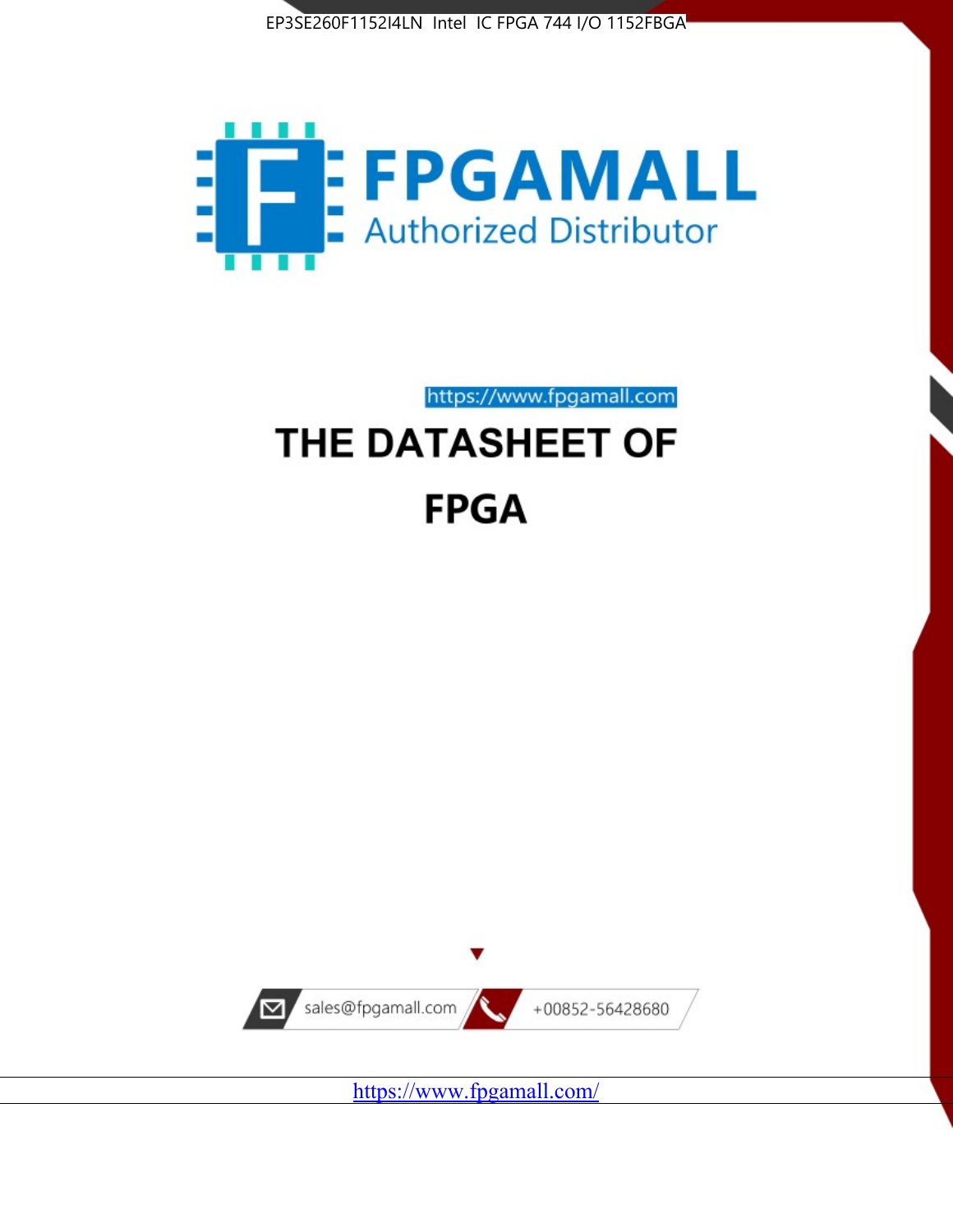EP3SE260F1152I4LN Intel IC FPGA 744 I/O 1152FBGA

FPGAMALL

Authorized Distributor

https://www.fpgamall.com

# THE DATASHEET OF

# FPGA

sales@fpgamall.com

+00852-56428680

https://www.fpgamall.com/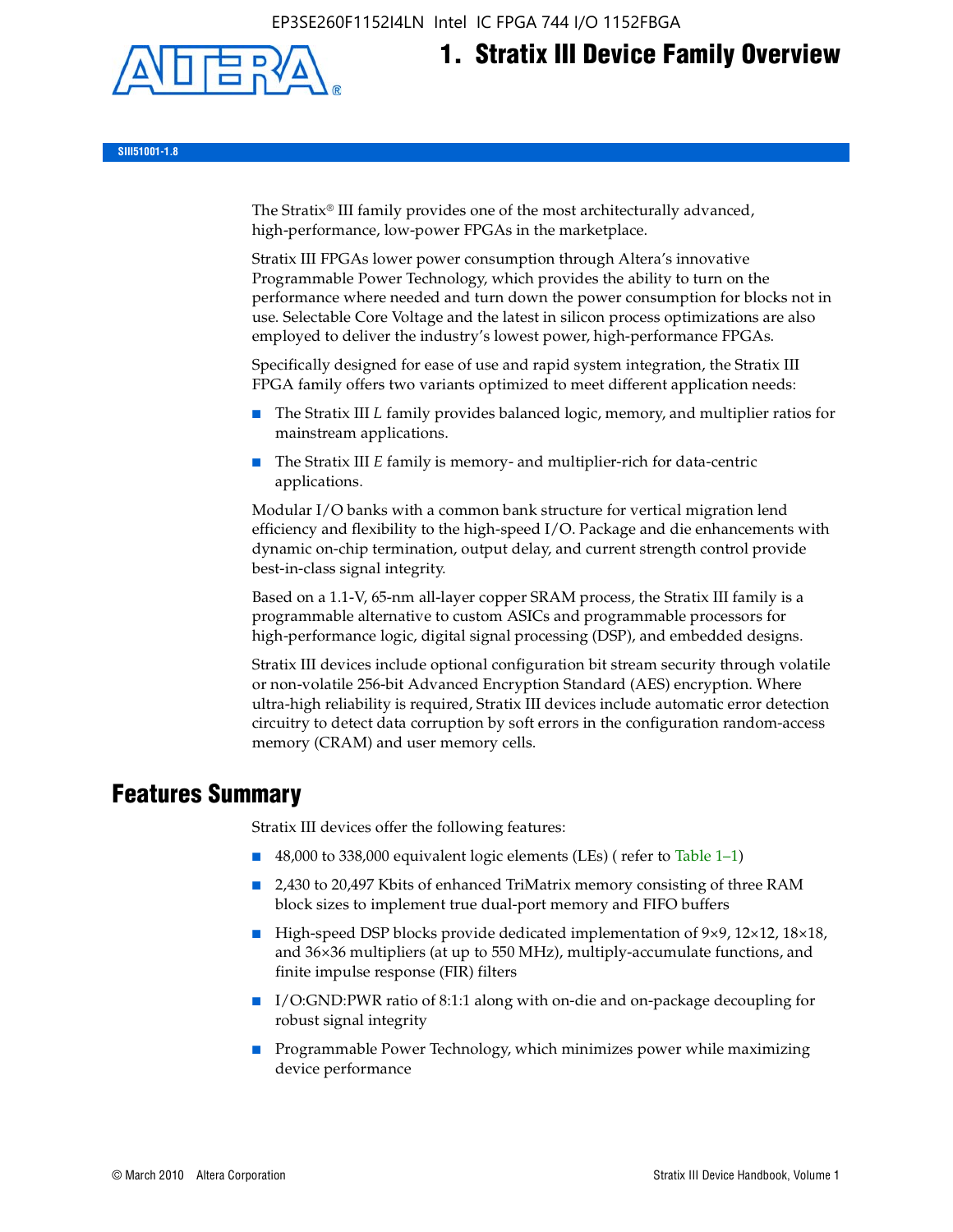# 1. Stratix III Device Family Overview

SIII51001-1.8

The Stratix® III family provides one of the most architecturally advanced, high-performance, low-power FPGAs in the marketplace.

Stratix III FPGAs lower power consumption through Altera's innovative Programmable Power Technology, which provides the ability to turn on the performance where needed and turn down the power consumption for blocks not in use. Selectable Core Voltage and the latest in silicon process optimizations are also employed to deliver the industry's lowest power, high-performance FPGAs.

Specifically designed for ease of use and rapid system integration, the Stratix III FPGA family offers two variants optimized to meet different application needs:

- The Stratix III *L* family provides balanced logic, memory, and multiplier ratios for mainstream applications.
- The Stratix III *E* family is memory- and multiplier-rich for data-centric applications.

Modular I/O banks with a common bank structure for vertical migration lend efficiency and flexibility to the high-speed I/O. Package and die enhancements with dynamic on-chip termination, output delay, and current strength control provide best-in-class signal integrity.

Based on a 1.1-V, 65-nm all-layer copper SRAM process, the Stratix III family is a programmable alternative to custom ASICs and programmable processors for high-performance logic, digital signal processing (DSP), and embedded designs.

Stratix III devices include optional configuration bit stream security through volatile or non-volatile 256-bit Advanced Encryption Standard (AES) encryption. Where ultra-high reliability is required, Stratix III devices include automatic error detection circuitry to detect data corruption by soft errors in the configuration random-access memory (CRAM) and user memory cells.

## Features Summary

Stratix III devices offer the following features:

- 48,000 to 338,000 equivalent logic elements (LEs) ( refer to Table 1–1)
- 2,430 to 20,497 Kbits of enhanced TriMatrix memory consisting of three RAM block sizes to implement true dual-port memory and FIFO buffers
- High-speed DSP blocks provide dedicated implementation of 9×9, 12×12, 18×18, and 36×36 multipliers (at up to 550 MHz), multiply-accumulate functions, and finite impulse response (FIR) filters
- I/O:GND:PWR ratio of 8:1:1 along with on-die and on-package decoupling for robust signal integrity
- Programmable Power Technology, which minimizes power while maximizing device performance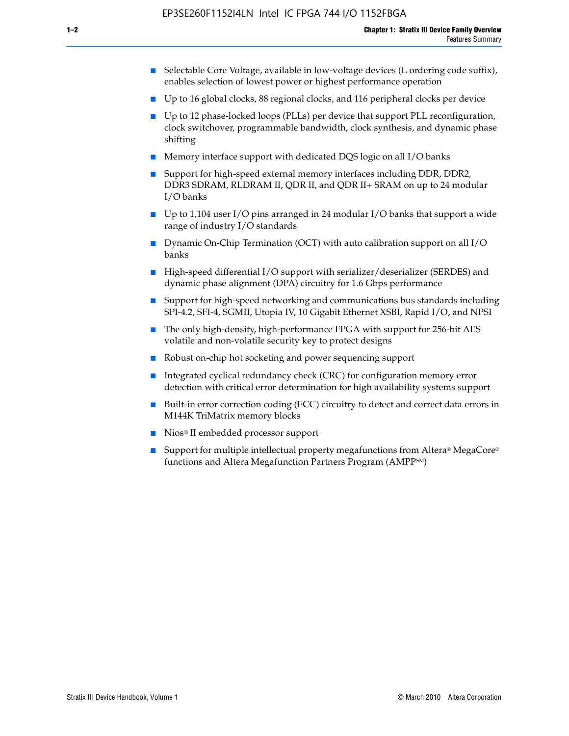- Selectable Core Voltage, available in low-voltage devices (L ordering code suffix), enables selection of lowest power or highest performance operation
- Up to 16 global clocks, 88 regional clocks, and 116 peripheral clocks per device
- Up to 12 phase-locked loops (PLLs) per device that support PLL reconfiguration, clock switchover, programmable bandwidth, clock synthesis, and dynamic phase shifting
- Memory interface support with dedicated DQS logic on all I/O banks
- Support for high-speed external memory interfaces including DDR, DDR2, DDR3 SDRAM, RLDRAM II, QDR II, and QDR II+ SRAM on up to 24 modular I/O banks
- Up to 1,104 user I/O pins arranged in 24 modular I/O banks that support a wide range of industry I/O standards
- Dynamic On-Chip Termination (OCT) with auto calibration support on all I/O banks
- High-speed differential I/O support with serializer/deserializer (SERDES) and dynamic phase alignment (DPA) circuitry for 1.6 Gbps performance
- Support for high-speed networking and communications bus standards including SPI-4.2, SFI-4, SGMII, Utopia IV, 10 Gigabit Ethernet XSBI, Rapid I/O, and NPSI
- The only high-density, high-performance FPGA with support for 256-bit AES volatile and non-volatile security key to protect designs
- Robust on-chip hot socketing and power sequencing support
- Integrated cyclical redundancy check (CRC) for configuration memory error detection with critical error determination for high availability systems support
- Built-in error correction coding (ECC) circuitry to detect and correct data errors in M144K TriMatrix memory blocks
- Nios® II embedded processor support
- Support for multiple intellectual property megafunctions from Altera® MegaCore® functions and Altera Megafunction Partners Program (AMPP℠)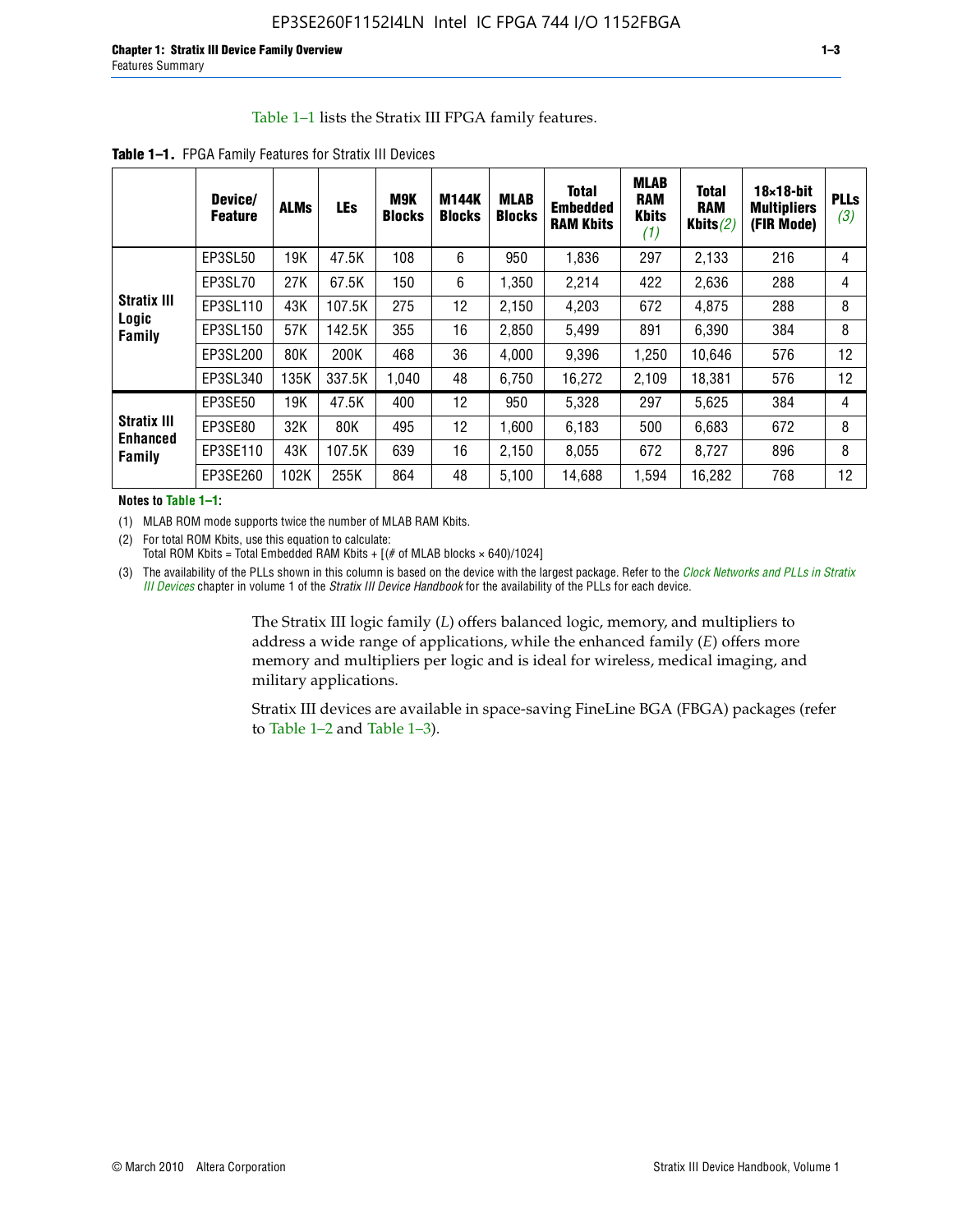Table 1–1 lists the Stratix III FPGA family features.

**Table 1–1.** FPGA Family Features for Stratix III Devices

| | Device/ Feature | ALMs | LEs | M9K Blocks | M144K Blocks | MLAB Blocks | Total Embedded RAM Kbits | MLAB RAM Kbits *(1)* | Total RAM Kbits *(2)* | 18×18-bit Multipliers (FIR Mode) | PLLs *(3)* |
|---|---|---|---|---|---|---|---|---|---|---|---|
| Stratix III Logic Family | EP3SL50 | 19K | 47.5K | 108 | 6 | 950 | 1,836 | 297 | 2,133 | 216 | 4 |
| | EP3SL70 | 27K | 67.5K | 150 | 6 | 1,350 | 2,214 | 422 | 2,636 | 288 | 4 |
| | EP3SL110 | 43K | 107.5K | 275 | 12 | 2,150 | 4,203 | 672 | 4,875 | 288 | 8 |
| | EP3SL150 | 57K | 142.5K | 355 | 16 | 2,850 | 5,499 | 891 | 6,390 | 384 | 8 |
| | EP3SL200 | 80K | 200K | 468 | 36 | 4,000 | 9,396 | 1,250 | 10,646 | 576 | 12 |
| | EP3SL340 | 135K | 337.5K | 1,040 | 48 | 6,750 | 16,272 | 2,109 | 18,381 | 576 | 12 |
| Stratix III Enhanced Family | EP3SE50 | 19K | 47.5K | 400 | 12 | 950 | 5,328 | 297 | 5,625 | 384 | 4 |
| | EP3SE80 | 32K | 80K | 495 | 12 | 1,600 | 6,183 | 500 | 6,683 | 672 | 8 |
| | EP3SE110 | 43K | 107.5K | 639 | 16 | 2,150 | 8,055 | 672 | 8,727 | 896 | 8 |
| | EP3SE260 | 102K | 255K | 864 | 48 | 5,100 | 14,688 | 1,594 | 16,282 | 768 | 12 |

**Notes to Table 1–1:**

(1) MLAB ROM mode supports twice the number of MLAB RAM Kbits.

(2) For total ROM Kbits, use this equation to calculate:
Total ROM Kbits = Total Embedded RAM Kbits + [(# of MLAB blocks × 640)/1024]

(3) The availability of the PLLs shown in this column is based on the device with the largest package. Refer to the *Clock Networks and PLLs in Stratix III Devices* chapter in volume 1 of the *Stratix III Device Handbook* for the availability of the PLLs for each device.

The Stratix III logic family (*L*) offers balanced logic, memory, and multipliers to address a wide range of applications, while the enhanced family (*E*) offers more memory and multipliers per logic and is ideal for wireless, medical imaging, and military applications.

Stratix III devices are available in space-saving FineLine BGA (FBGA) packages (refer to Table 1–2 and Table 1–3).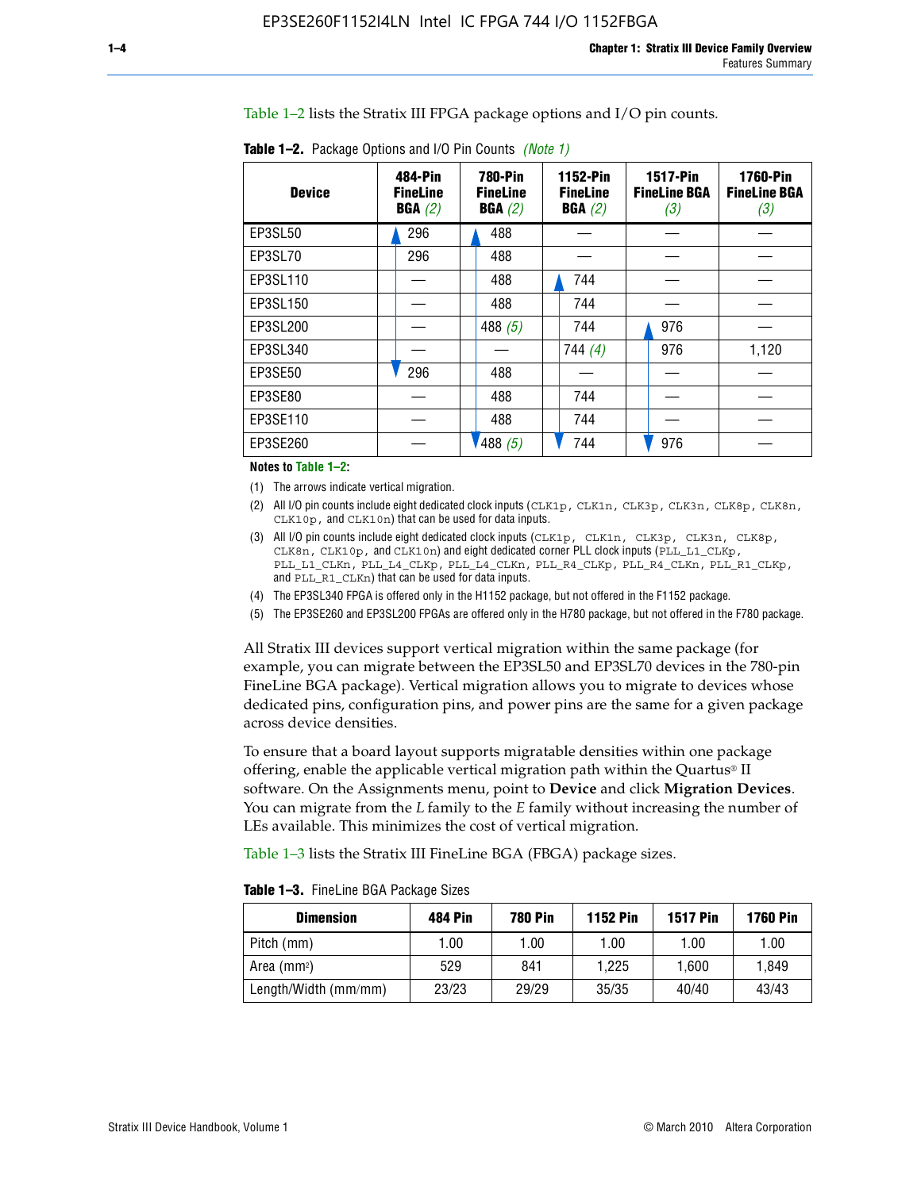EP3SE260F1152I4LN Intel IC FPGA 744 I/O 1152FBGA

Table 1–2 lists the Stratix III FPGA package options and I/O pin counts.

**Table 1–2.** Package Options and I/O Pin Counts *(Note 1)*

| Device | 484-Pin FineLine BGA *(2)* | 780-Pin FineLine BGA *(2)* | 1152-Pin FineLine BGA *(2)* | 1517-Pin FineLine BGA *(3)* | 1760-Pin FineLine BGA *(3)* |
|---|---|---|---|---|---|
| EP3SL50 | 296 | 488 | — | — | — |
| EP3SL70 | 296 | 488 | — | — | — |
| EP3SL110 | — | 488 | 744 | — | — |
| EP3SL150 | — | 488 | 744 | — | — |
| EP3SL200 | — | 488 *(5)* | 744 | 976 | — |
| EP3SL340 | — | — | 744 *(4)* | 976 | 1,120 |
| EP3SE50 | 296 | 488 | — | — | — |
| EP3SE80 | — | 488 | 744 | — | — |
| EP3SE110 | — | 488 | 744 | — | — |
| EP3SE260 | — | 488 *(5)* | 744 | 976 | — |

**Notes to Table 1–2:**

(1) The arrows indicate vertical migration.

(2) All I/O pin counts include eight dedicated clock inputs (`CLK1p`, `CLK1n`, `CLK3p`, `CLK3n`, `CLK8p`, `CLK8n`, `CLK10p`, and `CLK10n`) that can be used for data inputs.

(3) All I/O pin counts include eight dedicated clock inputs (`CLK1p`, `CLK1n`, `CLK3p`, `CLK3n`, `CLK8p`, `CLK8n`, `CLK10p`, and `CLK10n`) and eight dedicated corner PLL clock inputs (`PLL_L1_CLKp`, `PLL_L1_CLKn`, `PLL_L4_CLKp`, `PLL_L4_CLKn`, `PLL_R4_CLKp`, `PLL_R4_CLKn`, `PLL_R1_CLKp`, and `PLL_R1_CLKn`) that can be used for data inputs.

(4) The EP3SL340 FPGA is offered only in the H1152 package, but not offered in the F1152 package.

(5) The EP3SE260 and EP3SL200 FPGAs are offered only in the H780 package, but not offered in the F780 package.

All Stratix III devices support vertical migration within the same package (for example, you can migrate between the EP3SL50 and EP3SL70 devices in the 780-pin FineLine BGA package). Vertical migration allows you to migrate to devices whose dedicated pins, configuration pins, and power pins are the same for a given package across device densities.

To ensure that a board layout supports migratable densities within one package offering, enable the applicable vertical migration path within the Quartus® II software. On the Assignments menu, point to **Device** and click **Migration Devices**. You can migrate from the *L* family to the *E* family without increasing the number of LEs available. This minimizes the cost of vertical migration.

Table 1–3 lists the Stratix III FineLine BGA (FBGA) package sizes.

**Table 1–3.** FineLine BGA Package Sizes

| Dimension | 484 Pin | 780 Pin | 1152 Pin | 1517 Pin | 1760 Pin |
|---|---|---|---|---|---|
| Pitch (mm) | 1.00 | 1.00 | 1.00 | 1.00 | 1.00 |
| Area ($mm^2$) | 529 | 841 | 1,225 | 1,600 | 1,849 |
| Length/Width (mm/mm) | 23/23 | 29/29 | 35/35 | 40/40 | 43/43 |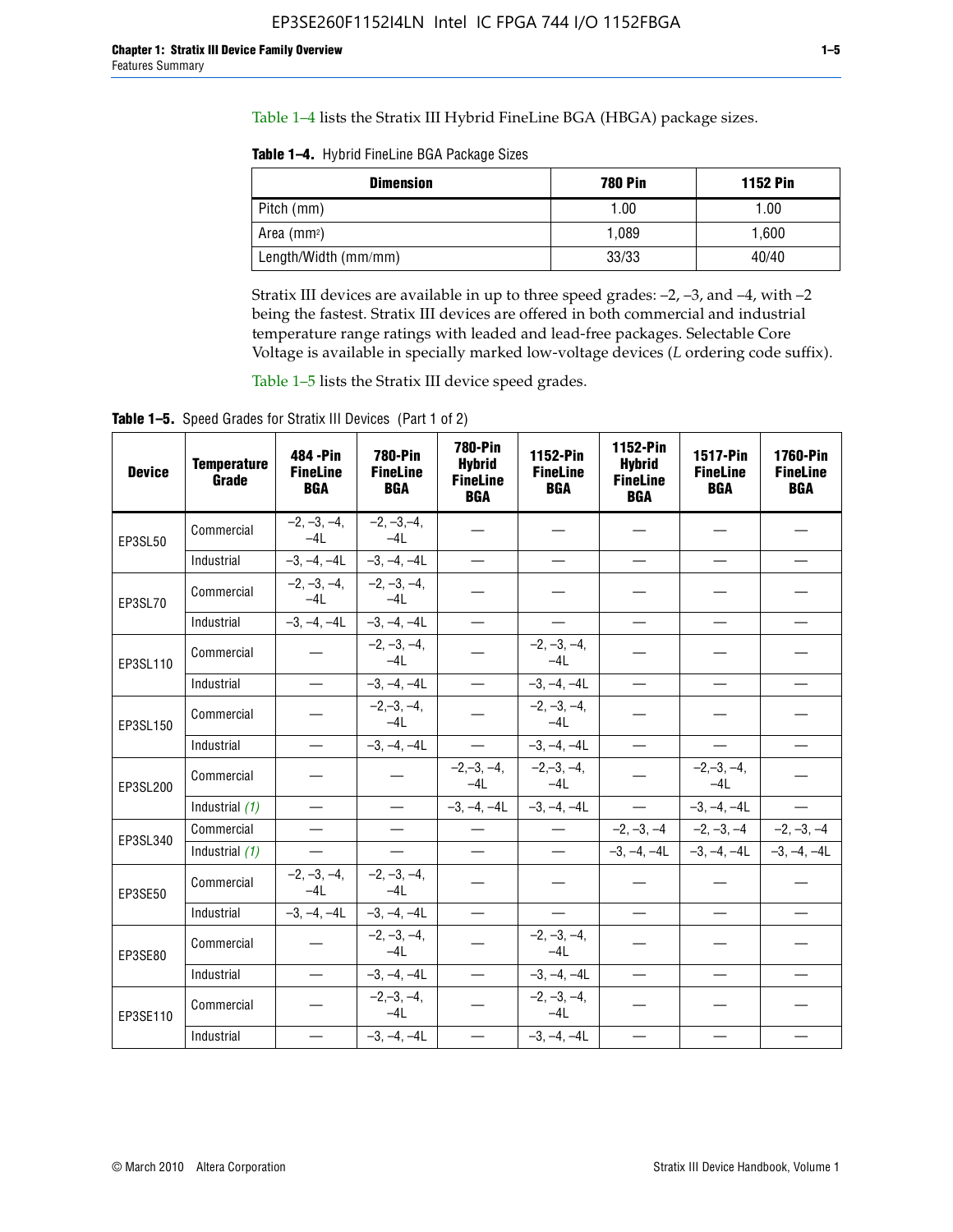Table 1–4 lists the Stratix III Hybrid FineLine BGA (HBGA) package sizes.

**Table 1–4.** Hybrid FineLine BGA Package Sizes

| Dimension | 780 Pin | 1152 Pin |
|---|---|---|
| Pitch (mm) | 1.00 | 1.00 |
| Area (mm²) | 1,089 | 1,600 |
| Length/Width (mm/mm) | 33/33 | 40/40 |

Stratix III devices are available in up to three speed grades: –2, –3, and –4, with –2 being the fastest. Stratix III devices are offered in both commercial and industrial temperature range ratings with leaded and lead-free packages. Selectable Core Voltage is available in specially marked low-voltage devices (*L* ordering code suffix).

Table 1–5 lists the Stratix III device speed grades.

**Table 1–5.** Speed Grades for Stratix III Devices (Part 1 of 2)

| Device | Temperature Grade | 484 -Pin FineLine BGA | 780-Pin FineLine BGA | 780-Pin Hybrid FineLine BGA | 1152-Pin FineLine BGA | 1152-Pin Hybrid FineLine BGA | 1517-Pin FineLine BGA | 1760-Pin FineLine BGA |
|---|---|---|---|---|---|---|---|---|
| EP3SL50 | Commercial | –2, –3, –4, –4L | –2, –3,–4, –4L | — | — | — | — | — |
| | Industrial | –3, –4, –4L | –3, –4, –4L | — | — | — | — | — |
| EP3SL70 | Commercial | –2, –3, –4, –4L | –2, –3, –4, –4L | — | — | — | — | — |
| | Industrial | –3, –4, –4L | –3, –4, –4L | — | — | — | — | — |
| EP3SL110 | Commercial | — | –2, –3, –4, –4L | — | –2, –3, –4, –4L | — | — | — |
| | Industrial | — | –3, –4, –4L | — | –3, –4, –4L | — | — | — |
| EP3SL150 | Commercial | — | –2,–3, –4, –4L | — | –2, –3, –4, –4L | — | — | — |
| | Industrial | — | –3, –4, –4L | — | –3, –4, –4L | — | — | — |
| EP3SL200 | Commercial | — | — | –2,–3, –4, –4L | –2,–3, –4, –4L | — | –2,–3, –4, –4L | — |
| | Industrial *(1)* | — | — | –3, –4, –4L | –3, –4, –4L | — | –3, –4, –4L | — |
| EP3SL340 | Commercial | — | — | — | — | –2, –3, –4 | –2, –3, –4 | –2, –3, –4 |
| | Industrial *(1)* | — | — | — | — | –3, –4, –4L | –3, –4, –4L | –3, –4, –4L |
| EP3SE50 | Commercial | –2, –3, –4, –4L | –2, –3, –4, –4L | — | — | — | — | — |
| | Industrial | –3, –4, –4L | –3, –4, –4L | — | — | — | — | — |
| EP3SE80 | Commercial | — | –2, –3, –4, –4L | — | –2, –3, –4, –4L | — | — | — |
| | Industrial | — | –3, –4, –4L | — | –3, –4, –4L | — | — | — |
| EP3SE110 | Commercial | — | –2,–3, –4, –4L | — | –2, –3, –4, –4L | — | — | — |
| | Industrial | — | –3, –4, –4L | — | –3, –4, –4L | — | — | — |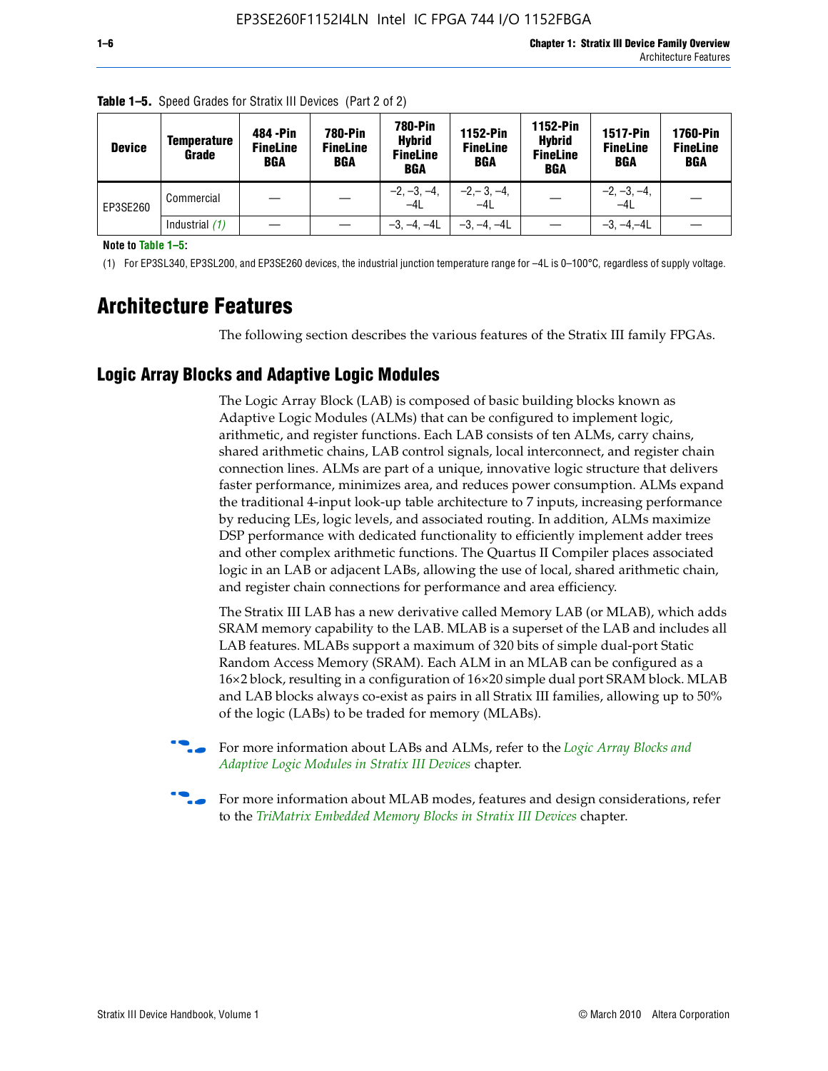**Table 1–5.** Speed Grades for Stratix III Devices (Part 2 of 2)

| Device | Temperature Grade | 484 -Pin FineLine BGA | 780-Pin FineLine BGA | 780-Pin Hybrid FineLine BGA | 1152-Pin FineLine BGA | 1152-Pin Hybrid FineLine BGA | 1517-Pin FineLine BGA | 1760-Pin FineLine BGA |
|---|---|---|---|---|---|---|---|---|
| EP3SE260 | Commercial | — | — | –2, –3, –4, –4L | –2,– 3, –4, –4L | — | –2, –3, –4, –4L | — |
| | Industrial *(1)* | — | — | –3, –4, –4L | –3, –4, –4L | — | –3, –4,–4L | — |

**Note to Table 1–5:**

(1) For EP3SL340, EP3SL200, and EP3SE260 devices, the industrial junction temperature range for –4L is 0–100°C, regardless of supply voltage.

# Architecture Features

The following section describes the various features of the Stratix III family FPGAs.

## Logic Array Blocks and Adaptive Logic Modules

The Logic Array Block (LAB) is composed of basic building blocks known as Adaptive Logic Modules (ALMs) that can be configured to implement logic, arithmetic, and register functions. Each LAB consists of ten ALMs, carry chains, shared arithmetic chains, LAB control signals, local interconnect, and register chain connection lines. ALMs are part of a unique, innovative logic structure that delivers faster performance, minimizes area, and reduces power consumption. ALMs expand the traditional 4-input look-up table architecture to 7 inputs, increasing performance by reducing LEs, logic levels, and associated routing. In addition, ALMs maximize DSP performance with dedicated functionality to efficiently implement adder trees and other complex arithmetic functions. The Quartus II Compiler places associated logic in an LAB or adjacent LABs, allowing the use of local, shared arithmetic chain, and register chain connections for performance and area efficiency.

The Stratix III LAB has a new derivative called Memory LAB (or MLAB), which adds SRAM memory capability to the LAB. MLAB is a superset of the LAB and includes all LAB features. MLABs support a maximum of 320 bits of simple dual-port Static Random Access Memory (SRAM). Each ALM in an MLAB can be configured as a 16×2 block, resulting in a configuration of 16×20 simple dual port SRAM block. MLAB and LAB blocks always co-exist as pairs in all Stratix III families, allowing up to 50% of the logic (LABs) to be traded for memory (MLABs).

For more information about LABs and ALMs, refer to the *Logic Array Blocks and Adaptive Logic Modules in Stratix III Devices* chapter.

For more information about MLAB modes, features and design considerations, refer to the *TriMatrix Embedded Memory Blocks in Stratix III Devices* chapter.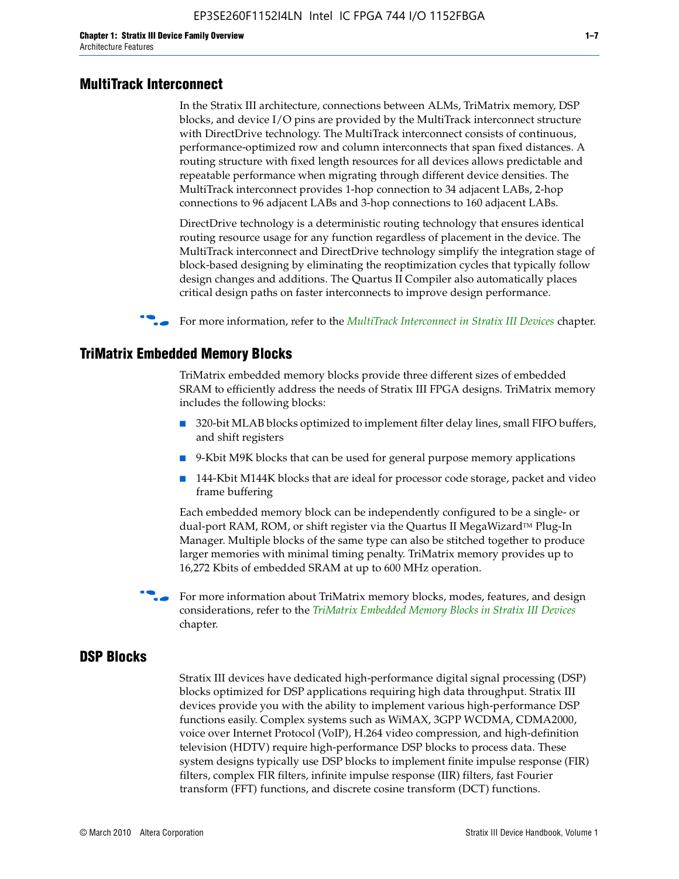## MultiTrack Interconnect

In the Stratix III architecture, connections between ALMs, TriMatrix memory, DSP blocks, and device I/O pins are provided by the MultiTrack interconnect structure with DirectDrive technology. The MultiTrack interconnect consists of continuous, performance-optimized row and column interconnects that span fixed distances. A routing structure with fixed length resources for all devices allows predictable and repeatable performance when migrating through different device densities. The MultiTrack interconnect provides 1-hop connection to 34 adjacent LABs, 2-hop connections to 96 adjacent LABs and 3-hop connections to 160 adjacent LABs.

DirectDrive technology is a deterministic routing technology that ensures identical routing resource usage for any function regardless of placement in the device. The MultiTrack interconnect and DirectDrive technology simplify the integration stage of block-based designing by eliminating the reoptimization cycles that typically follow design changes and additions. The Quartus II Compiler also automatically places critical design paths on faster interconnects to improve design performance.

For more information, refer to the *MultiTrack Interconnect in Stratix III Devices* chapter.

## TriMatrix Embedded Memory Blocks

TriMatrix embedded memory blocks provide three different sizes of embedded SRAM to efficiently address the needs of Stratix III FPGA designs. TriMatrix memory includes the following blocks:

- 320-bit MLAB blocks optimized to implement filter delay lines, small FIFO buffers, and shift registers
- 9-Kbit M9K blocks that can be used for general purpose memory applications
- 144-Kbit M144K blocks that are ideal for processor code storage, packet and video frame buffering

Each embedded memory block can be independently configured to be a single- or dual-port RAM, ROM, or shift register via the Quartus II MegaWizard™ Plug-In Manager. Multiple blocks of the same type can also be stitched together to produce larger memories with minimal timing penalty. TriMatrix memory provides up to 16,272 Kbits of embedded SRAM at up to 600 MHz operation.

For more information about TriMatrix memory blocks, modes, features, and design considerations, refer to the *TriMatrix Embedded Memory Blocks in Stratix III Devices* chapter.

## DSP Blocks

Stratix III devices have dedicated high-performance digital signal processing (DSP) blocks optimized for DSP applications requiring high data throughput. Stratix III devices provide you with the ability to implement various high-performance DSP functions easily. Complex systems such as WiMAX, 3GPP WCDMA, CDMA2000, voice over Internet Protocol (VoIP), H.264 video compression, and high-definition television (HDTV) require high-performance DSP blocks to process data. These system designs typically use DSP blocks to implement finite impulse response (FIR) filters, complex FIR filters, infinite impulse response (IIR) filters, fast Fourier transform (FFT) functions, and discrete cosine transform (DCT) functions.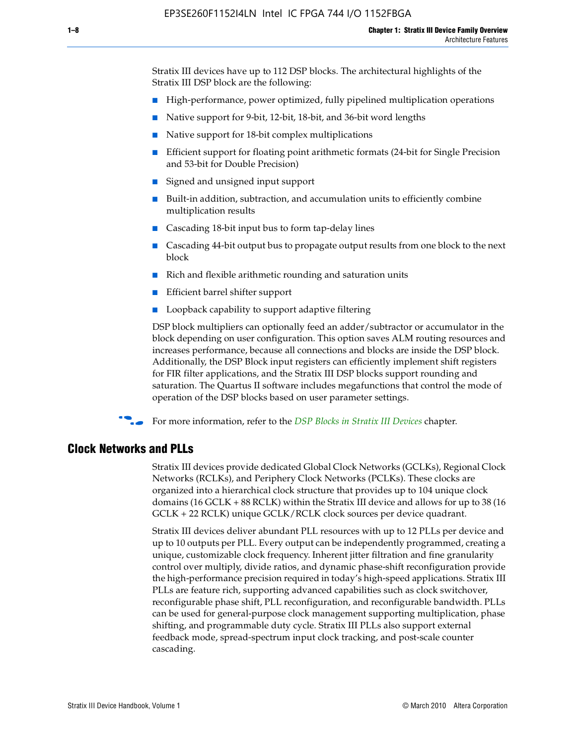Stratix III devices have up to 112 DSP blocks. The architectural highlights of the Stratix III DSP block are the following:

- High-performance, power optimized, fully pipelined multiplication operations
- Native support for 9-bit, 12-bit, 18-bit, and 36-bit word lengths
- Native support for 18-bit complex multiplications
- Efficient support for floating point arithmetic formats (24-bit for Single Precision and 53-bit for Double Precision)
- Signed and unsigned input support
- Built-in addition, subtraction, and accumulation units to efficiently combine multiplication results
- Cascading 18-bit input bus to form tap-delay lines
- Cascading 44-bit output bus to propagate output results from one block to the next block
- Rich and flexible arithmetic rounding and saturation units
- Efficient barrel shifter support
- Loopback capability to support adaptive filtering

DSP block multipliers can optionally feed an adder/subtractor or accumulator in the block depending on user configuration. This option saves ALM routing resources and increases performance, because all connections and blocks are inside the DSP block. Additionally, the DSP Block input registers can efficiently implement shift registers for FIR filter applications, and the Stratix III DSP blocks support rounding and saturation. The Quartus II software includes megafunctions that control the mode of operation of the DSP blocks based on user parameter settings.

For more information, refer to the *DSP Blocks in Stratix III Devices* chapter.

## Clock Networks and PLLs

Stratix III devices provide dedicated Global Clock Networks (GCLKs), Regional Clock Networks (RCLKs), and Periphery Clock Networks (PCLKs). These clocks are organized into a hierarchical clock structure that provides up to 104 unique clock domains (16 GCLK + 88 RCLK) within the Stratix III device and allows for up to 38 (16 GCLK + 22 RCLK) unique GCLK/RCLK clock sources per device quadrant.

Stratix III devices deliver abundant PLL resources with up to 12 PLLs per device and up to 10 outputs per PLL. Every output can be independently programmed, creating a unique, customizable clock frequency. Inherent jitter filtration and fine granularity control over multiply, divide ratios, and dynamic phase-shift reconfiguration provide the high-performance precision required in today's high-speed applications. Stratix III PLLs are feature rich, supporting advanced capabilities such as clock switchover, reconfigurable phase shift, PLL reconfiguration, and reconfigurable bandwidth. PLLs can be used for general-purpose clock management supporting multiplication, phase shifting, and programmable duty cycle. Stratix III PLLs also support external feedback mode, spread-spectrum input clock tracking, and post-scale counter cascading.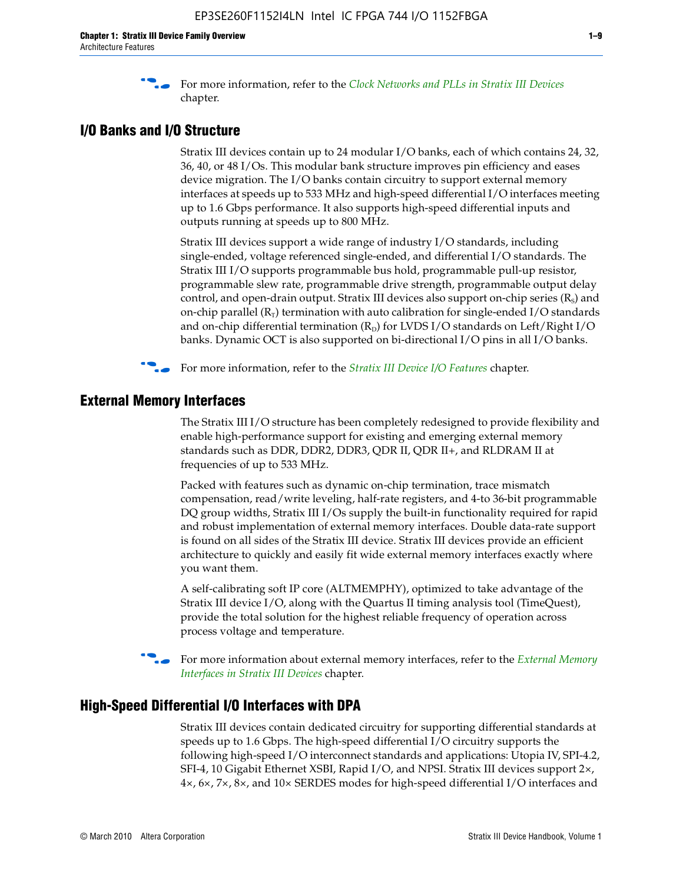For more information, refer to the *Clock Networks and PLLs in Stratix III Devices* chapter.

## I/O Banks and I/O Structure

Stratix III devices contain up to 24 modular I/O banks, each of which contains 24, 32, 36, 40, or 48 I/Os. This modular bank structure improves pin efficiency and eases device migration. The I/O banks contain circuitry to support external memory interfaces at speeds up to 533 MHz and high-speed differential I/O interfaces meeting up to 1.6 Gbps performance. It also supports high-speed differential inputs and outputs running at speeds up to 800 MHz.

Stratix III devices support a wide range of industry I/O standards, including single-ended, voltage referenced single-ended, and differential I/O standards. The Stratix III I/O supports programmable bus hold, programmable pull-up resistor, programmable slew rate, programmable drive strength, programmable output delay control, and open-drain output. Stratix III devices also support on-chip series ($R_S$) and on-chip parallel ($R_T$) termination with auto calibration for single-ended I/O standards and on-chip differential termination ($R_D$) for LVDS I/O standards on Left/Right I/O banks. Dynamic OCT is also supported on bi-directional I/O pins in all I/O banks.

For more information, refer to the *Stratix III Device I/O Features* chapter.

## External Memory Interfaces

The Stratix III I/O structure has been completely redesigned to provide flexibility and enable high-performance support for existing and emerging external memory standards such as DDR, DDR2, DDR3, QDR II, QDR II+, and RLDRAM II at frequencies of up to 533 MHz.

Packed with features such as dynamic on-chip termination, trace mismatch compensation, read/write leveling, half-rate registers, and 4-to 36-bit programmable DQ group widths, Stratix III I/Os supply the built-in functionality required for rapid and robust implementation of external memory interfaces. Double data-rate support is found on all sides of the Stratix III device. Stratix III devices provide an efficient architecture to quickly and easily fit wide external memory interfaces exactly where you want them.

A self-calibrating soft IP core (ALTMEMPHY), optimized to take advantage of the Stratix III device I/O, along with the Quartus II timing analysis tool (TimeQuest), provide the total solution for the highest reliable frequency of operation across process voltage and temperature.

For more information about external memory interfaces, refer to the *External Memory Interfaces in Stratix III Devices* chapter.

## High-Speed Differential I/O Interfaces with DPA

Stratix III devices contain dedicated circuitry for supporting differential standards at speeds up to 1.6 Gbps. The high-speed differential I/O circuitry supports the following high-speed I/O interconnect standards and applications: Utopia IV, SPI-4.2, SFI-4, 10 Gigabit Ethernet XSBI, Rapid I/O, and NPSI. Stratix III devices support 2×, 4×, 6×, 7×, 8×, and 10× SERDES modes for high-speed differential I/O interfaces and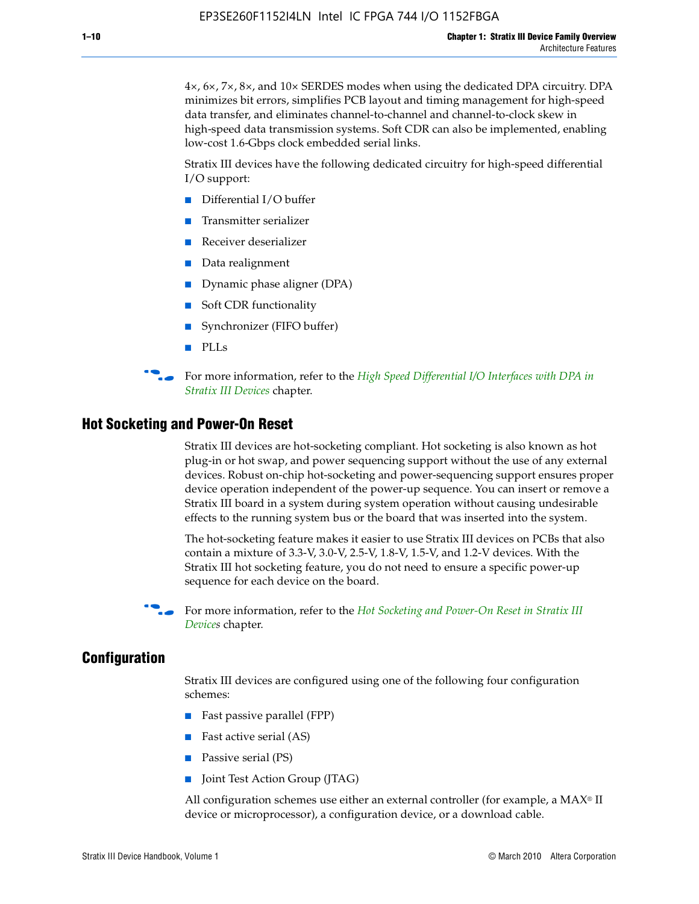4×, 6×, 7×, 8×, and 10× SERDES modes when using the dedicated DPA circuitry. DPA minimizes bit errors, simplifies PCB layout and timing management for high-speed data transfer, and eliminates channel-to-channel and channel-to-clock skew in high-speed data transmission systems. Soft CDR can also be implemented, enabling low-cost 1.6-Gbps clock embedded serial links.

Stratix III devices have the following dedicated circuitry for high-speed differential I/O support:

- Differential I/O buffer
- Transmitter serializer
- Receiver deserializer
- Data realignment
- Dynamic phase aligner (DPA)
- Soft CDR functionality
- Synchronizer (FIFO buffer)
- PLLs

For more information, refer to the *High Speed Differential I/O Interfaces with DPA in Stratix III Devices* chapter.

## Hot Socketing and Power-On Reset

Stratix III devices are hot-socketing compliant. Hot socketing is also known as hot plug-in or hot swap, and power sequencing support without the use of any external devices. Robust on-chip hot-socketing and power-sequencing support ensures proper device operation independent of the power-up sequence. You can insert or remove a Stratix III board in a system during system operation without causing undesirable effects to the running system bus or the board that was inserted into the system.

The hot-socketing feature makes it easier to use Stratix III devices on PCBs that also contain a mixture of 3.3-V, 3.0-V, 2.5-V, 1.8-V, 1.5-V, and 1.2-V devices. With the Stratix III hot socketing feature, you do not need to ensure a specific power-up sequence for each device on the board.

For more information, refer to the *Hot Socketing and Power-On Reset in Stratix III Devices* chapter.

## Configuration

Stratix III devices are configured using one of the following four configuration schemes:

- Fast passive parallel (FPP)
- Fast active serial (AS)
- Passive serial (PS)
- Joint Test Action Group (JTAG)

All configuration schemes use either an external controller (for example, a MAX® II device or microprocessor), a configuration device, or a download cable.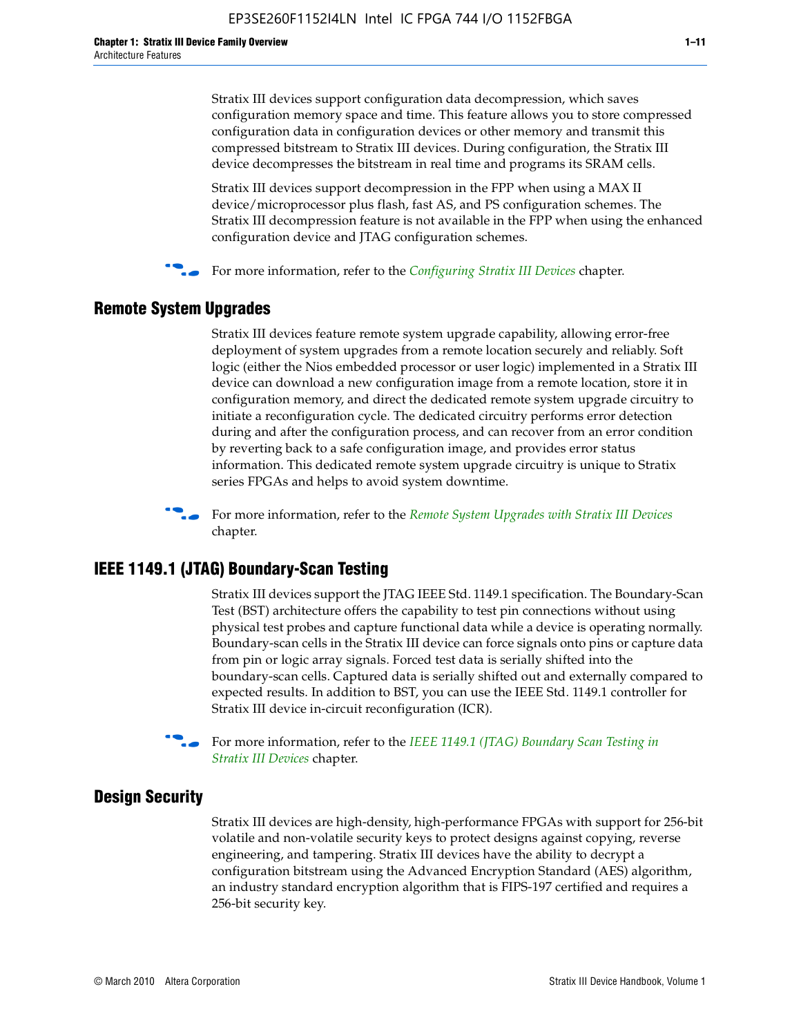Stratix III devices support configuration data decompression, which saves configuration memory space and time. This feature allows you to store compressed configuration data in configuration devices or other memory and transmit this compressed bitstream to Stratix III devices. During configuration, the Stratix III device decompresses the bitstream in real time and programs its SRAM cells.

Stratix III devices support decompression in the FPP when using a MAX II device/microprocessor plus flash, fast AS, and PS configuration schemes. The Stratix III decompression feature is not available in the FPP when using the enhanced configuration device and JTAG configuration schemes.

For more information, refer to the *Configuring Stratix III Devices* chapter.

## Remote System Upgrades

Stratix III devices feature remote system upgrade capability, allowing error-free deployment of system upgrades from a remote location securely and reliably. Soft logic (either the Nios embedded processor or user logic) implemented in a Stratix III device can download a new configuration image from a remote location, store it in configuration memory, and direct the dedicated remote system upgrade circuitry to initiate a reconfiguration cycle. The dedicated circuitry performs error detection during and after the configuration process, and can recover from an error condition by reverting back to a safe configuration image, and provides error status information. This dedicated remote system upgrade circuitry is unique to Stratix series FPGAs and helps to avoid system downtime.

For more information, refer to the *Remote System Upgrades with Stratix III Devices* chapter.

## IEEE 1149.1 (JTAG) Boundary-Scan Testing

Stratix III devices support the JTAG IEEE Std. 1149.1 specification. The Boundary-Scan Test (BST) architecture offers the capability to test pin connections without using physical test probes and capture functional data while a device is operating normally. Boundary-scan cells in the Stratix III device can force signals onto pins or capture data from pin or logic array signals. Forced test data is serially shifted into the boundary-scan cells. Captured data is serially shifted out and externally compared to expected results. In addition to BST, you can use the IEEE Std. 1149.1 controller for Stratix III device in-circuit reconfiguration (ICR).

For more information, refer to the *IEEE 1149.1 (JTAG) Boundary Scan Testing in Stratix III Devices* chapter.

## Design Security

Stratix III devices are high-density, high-performance FPGAs with support for 256-bit volatile and non-volatile security keys to protect designs against copying, reverse engineering, and tampering. Stratix III devices have the ability to decrypt a configuration bitstream using the Advanced Encryption Standard (AES) algorithm, an industry standard encryption algorithm that is FIPS-197 certified and requires a 256-bit security key.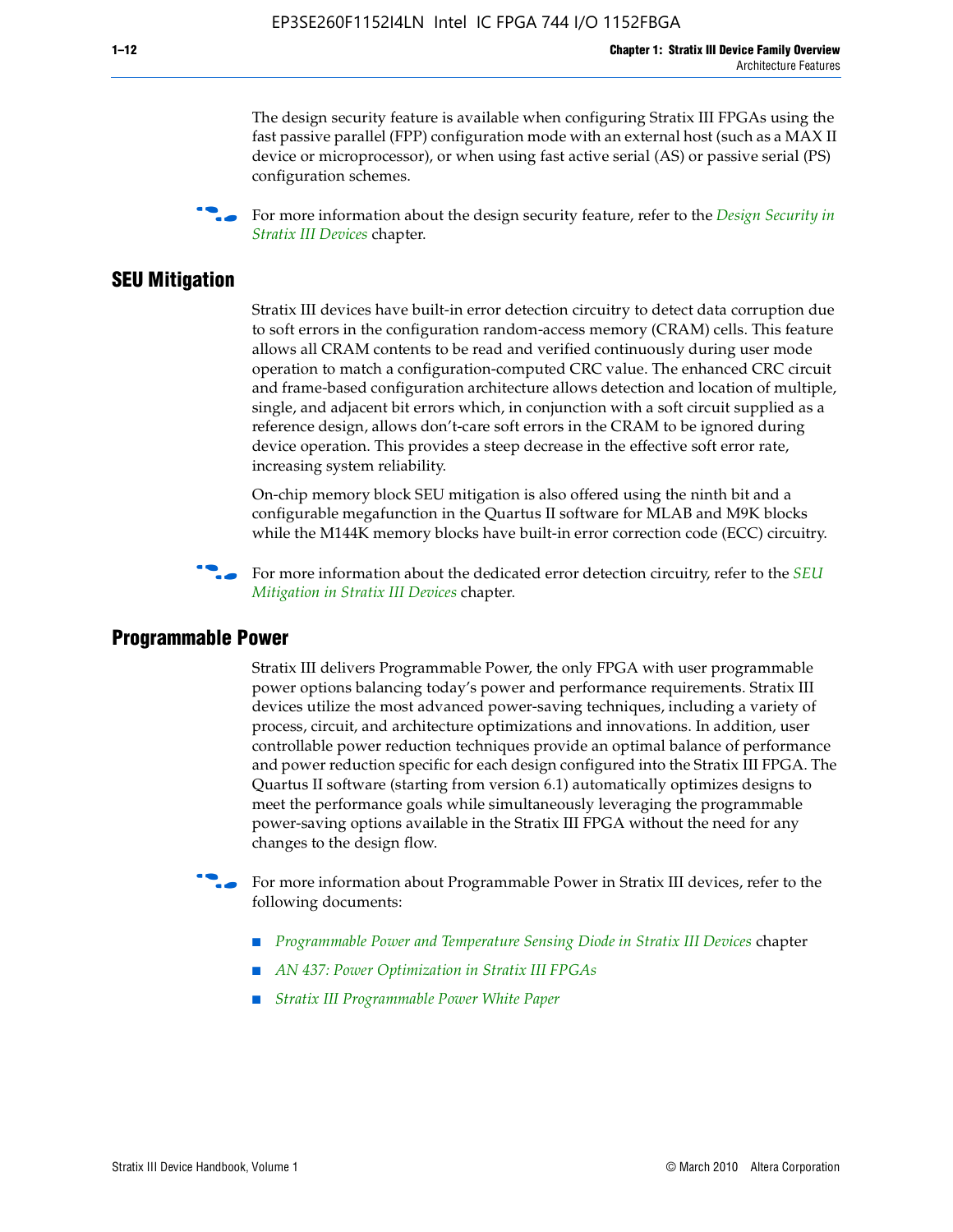The design security feature is available when configuring Stratix III FPGAs using the fast passive parallel (FPP) configuration mode with an external host (such as a MAX II device or microprocessor), or when using fast active serial (AS) or passive serial (PS) configuration schemes.

For more information about the design security feature, refer to the *Design Security in Stratix III Devices* chapter.

## SEU Mitigation

Stratix III devices have built-in error detection circuitry to detect data corruption due to soft errors in the configuration random-access memory (CRAM) cells. This feature allows all CRAM contents to be read and verified continuously during user mode operation to match a configuration-computed CRC value. The enhanced CRC circuit and frame-based configuration architecture allows detection and location of multiple, single, and adjacent bit errors which, in conjunction with a soft circuit supplied as a reference design, allows don't-care soft errors in the CRAM to be ignored during device operation. This provides a steep decrease in the effective soft error rate, increasing system reliability.

On-chip memory block SEU mitigation is also offered using the ninth bit and a configurable megafunction in the Quartus II software for MLAB and M9K blocks while the M144K memory blocks have built-in error correction code (ECC) circuitry.

For more information about the dedicated error detection circuitry, refer to the *SEU Mitigation in Stratix III Devices* chapter.

## Programmable Power

Stratix III delivers Programmable Power, the only FPGA with user programmable power options balancing today's power and performance requirements. Stratix III devices utilize the most advanced power-saving techniques, including a variety of process, circuit, and architecture optimizations and innovations. In addition, user controllable power reduction techniques provide an optimal balance of performance and power reduction specific for each design configured into the Stratix III FPGA. The Quartus II software (starting from version 6.1) automatically optimizes designs to meet the performance goals while simultaneously leveraging the programmable power-saving options available in the Stratix III FPGA without the need for any changes to the design flow.

For more information about Programmable Power in Stratix III devices, refer to the following documents:

- *Programmable Power and Temperature Sensing Diode in Stratix III Devices* chapter
- *AN 437: Power Optimization in Stratix III FPGAs*
- *Stratix III Programmable Power White Paper*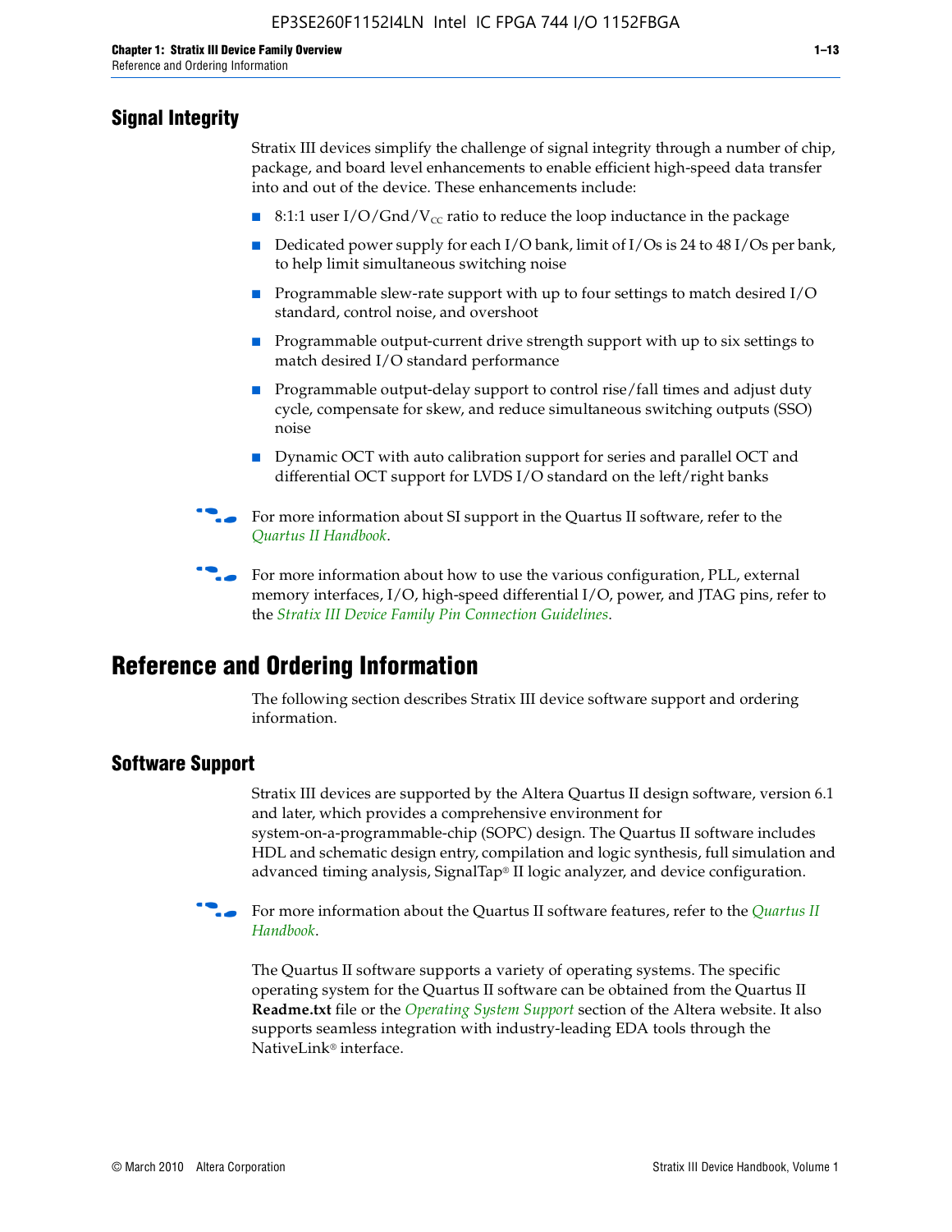## Signal Integrity

Stratix III devices simplify the challenge of signal integrity through a number of chip, package, and board level enhancements to enable efficient high-speed data transfer into and out of the device. These enhancements include:

- 8:1:1 user I/O/Gnd/$V_{CC}$ ratio to reduce the loop inductance in the package
- Dedicated power supply for each I/O bank, limit of I/Os is 24 to 48 I/Os per bank, to help limit simultaneous switching noise
- Programmable slew-rate support with up to four settings to match desired I/O standard, control noise, and overshoot
- Programmable output-current drive strength support with up to six settings to match desired I/O standard performance
- Programmable output-delay support to control rise/fall times and adjust duty cycle, compensate for skew, and reduce simultaneous switching outputs (SSO) noise
- Dynamic OCT with auto calibration support for series and parallel OCT and differential OCT support for LVDS I/O standard on the left/right banks

For more information about SI support in the Quartus II software, refer to the *Quartus II Handbook*.

For more information about how to use the various configuration, PLL, external memory interfaces, I/O, high-speed differential I/O, power, and JTAG pins, refer to the *Stratix III Device Family Pin Connection Guidelines*.

# Reference and Ordering Information

The following section describes Stratix III device software support and ordering information.

## Software Support

Stratix III devices are supported by the Altera Quartus II design software, version 6.1 and later, which provides a comprehensive environment for system-on-a-programmable-chip (SOPC) design. The Quartus II software includes HDL and schematic design entry, compilation and logic synthesis, full simulation and advanced timing analysis, SignalTap® II logic analyzer, and device configuration.

For more information about the Quartus II software features, refer to the *Quartus II Handbook*.

The Quartus II software supports a variety of operating systems. The specific operating system for the Quartus II software can be obtained from the Quartus II **Readme.txt** file or the *Operating System Support* section of the Altera website. It also supports seamless integration with industry-leading EDA tools through the NativeLink® interface.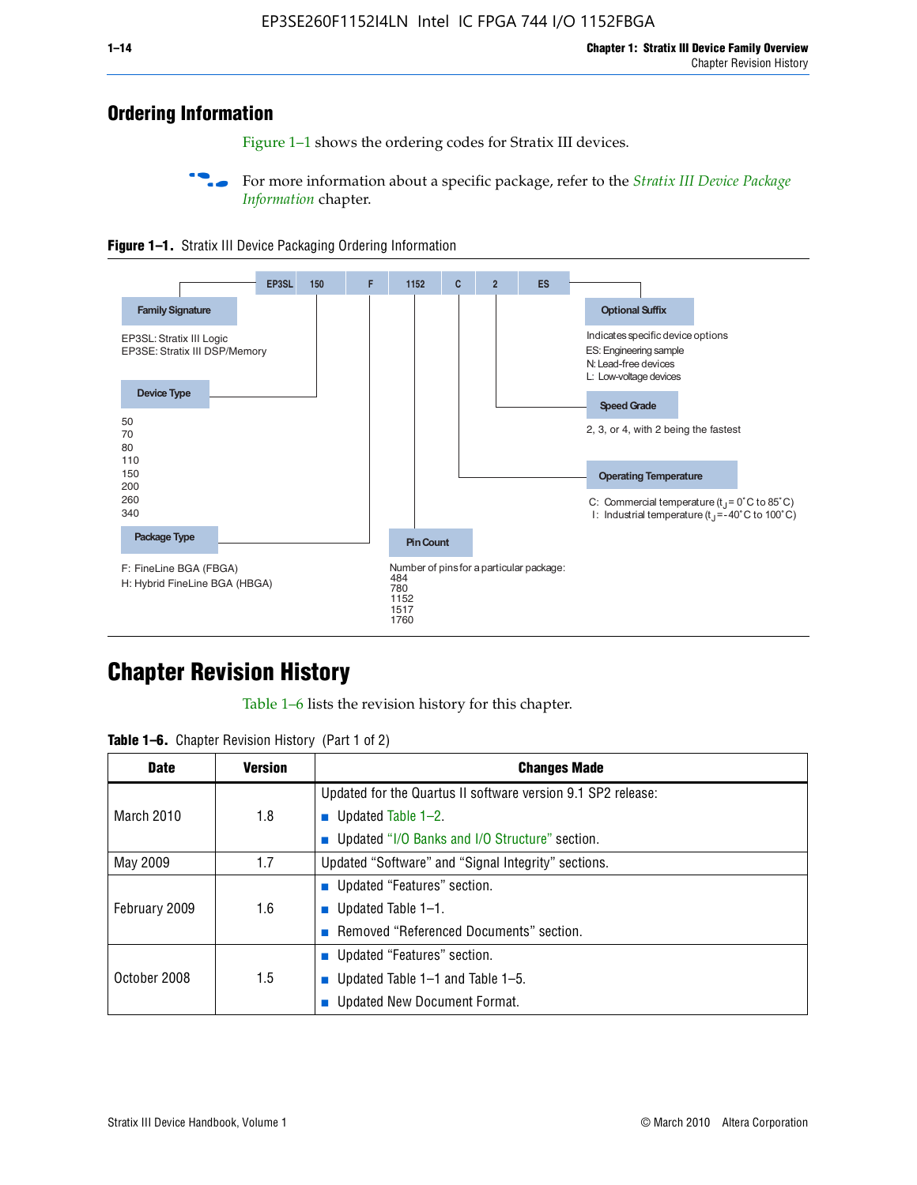## Ordering Information

Figure 1–1 shows the ordering codes for Stratix III devices.

For more information about a specific package, refer to the *Stratix III Device Package Information* chapter.

**Figure 1–1.** Stratix III Device Packaging Ordering Information

EP3SL 150 F 1152 C 2 ES

Family Signature
EP3SL: Stratix III Logic
EP3SE: Stratix III DSP/Memory

Device Type
50
70
80
110
150
200
260
340

Package Type
F: FineLine BGA (FBGA)
H: Hybrid FineLine BGA (HBGA)

Pin Count
Number of pins for a particular package:
484
780
1152
1517
1760

Optional Suffix
Indicates specific device options
ES: Engineering sample
N: Lead-free devices
L: Low-voltage devices

Speed Grade
2, 3, or 4, with 2 being the fastest

Operating Temperature
C: Commercial temperature ($t_J$ = 0°C to 85°C)
I: Industrial temperature ($t_J$ = -40°C to 100°C)

## Chapter Revision History

Table 1–6 lists the revision history for this chapter.

**Table 1–6.** Chapter Revision History (Part 1 of 2)

| Date | Version | Changes Made |
|---|---|---|
| March 2010 | 1.8 | Updated for the Quartus II software version 9.1 SP2 release: <br> ■ Updated Table 1–2. <br> ■ Updated "I/O Banks and I/O Structure" section. |
| May 2009 | 1.7 | Updated "Software" and "Signal Integrity" sections. |
| February 2009 | 1.6 | ■ Updated "Features" section. <br> ■ Updated Table 1–1. <br> ■ Removed "Referenced Documents" section. |
| October 2008 | 1.5 | ■ Updated "Features" section. <br> ■ Updated Table 1–1 and Table 1–5. <br> ■ Updated New Document Format. |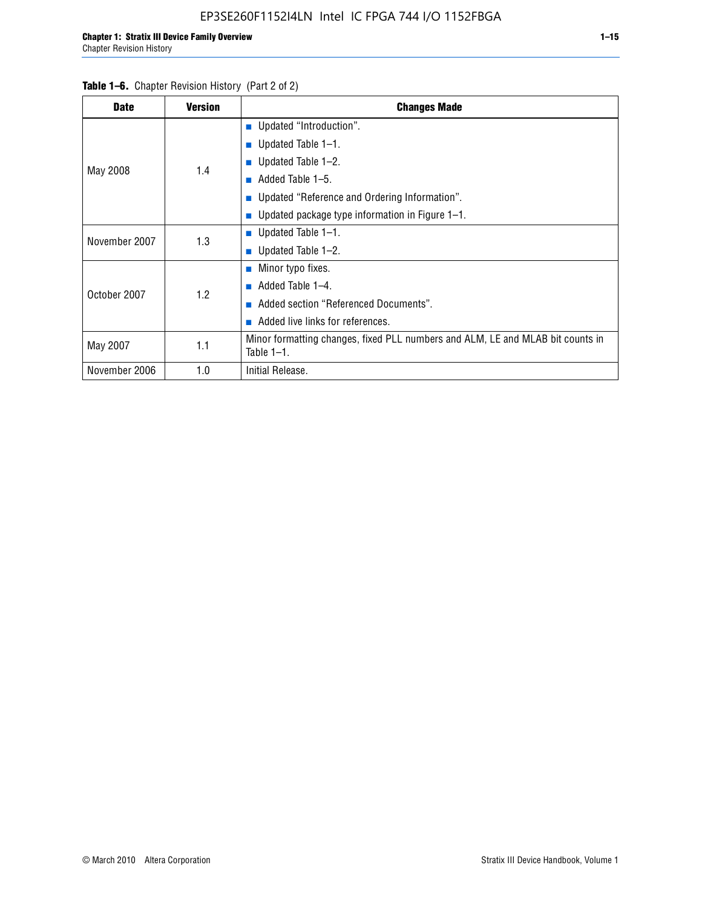**Table 1–6.** Chapter Revision History (Part 2 of 2)

| Date | Version | Changes Made |
|---|---|---|
| May 2008 | 1.4 | ■ Updated "Introduction".<br>■ Updated Table 1–1.<br>■ Updated Table 1–2.<br>■ Added Table 1–5.<br>■ Updated "Reference and Ordering Information".<br>■ Updated package type information in Figure 1–1. |
| November 2007 | 1.3 | ■ Updated Table 1–1.<br>■ Updated Table 1–2. |
| October 2007 | 1.2 | ■ Minor typo fixes.<br>■ Added Table 1–4.<br>■ Added section "Referenced Documents".<br>■ Added live links for references. |
| May 2007 | 1.1 | Minor formatting changes, fixed PLL numbers and ALM, LE and MLAB bit counts in Table 1–1. |
| November 2006 | 1.0 | Initial Release. |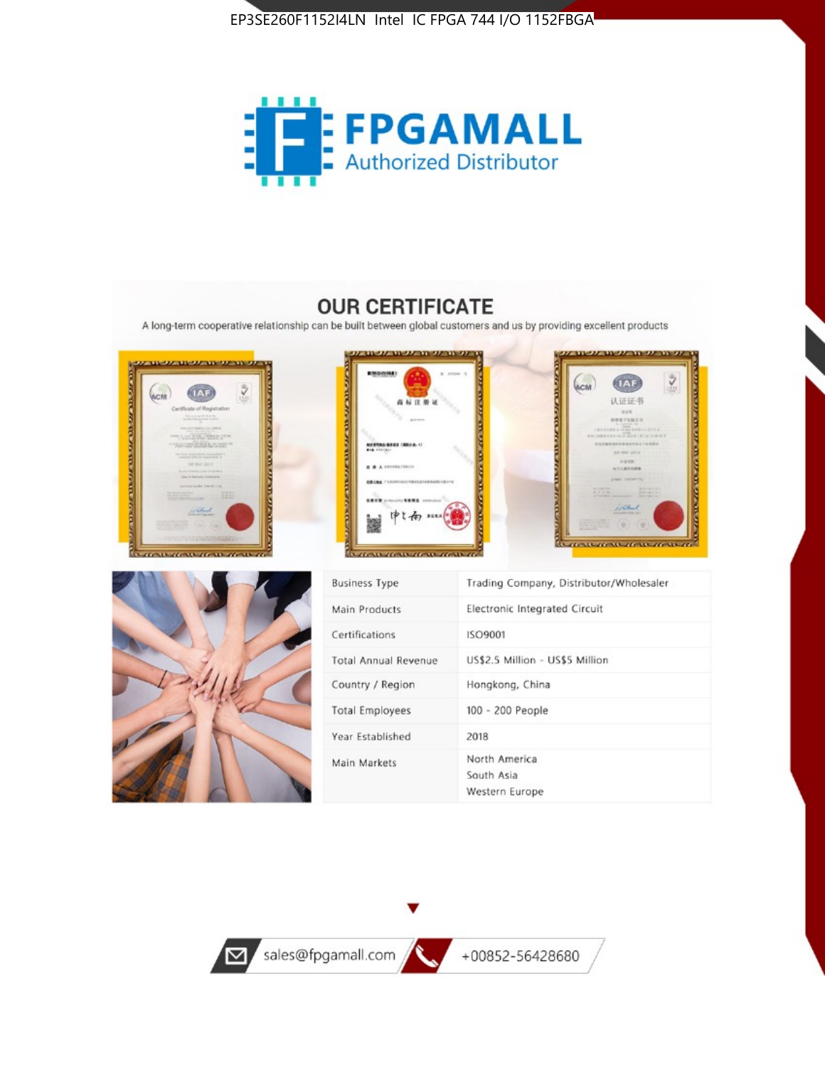FPGAMALL
Authorized Distributor

## OUR CERTIFICATE

A long-term cooperative relationship can be built between global customers and us by providing excellent products

| | |
|---|---|
| Business Type | Trading Company, Distributor/Wholesaler |
| Main Products | Electronic Integrated Circuit |
| Certifications | ISO9001 |
| Total Annual Revenue | US$2.5 Million - US$5 Million |
| Country / Region | Hongkong, China |
| Total Employees | 100 - 200 People |
| Year Established | 2018 |
| Main Markets | North America<br>South Asia<br>Western Europe |

sales@fpgamall.com

+00852-56428680